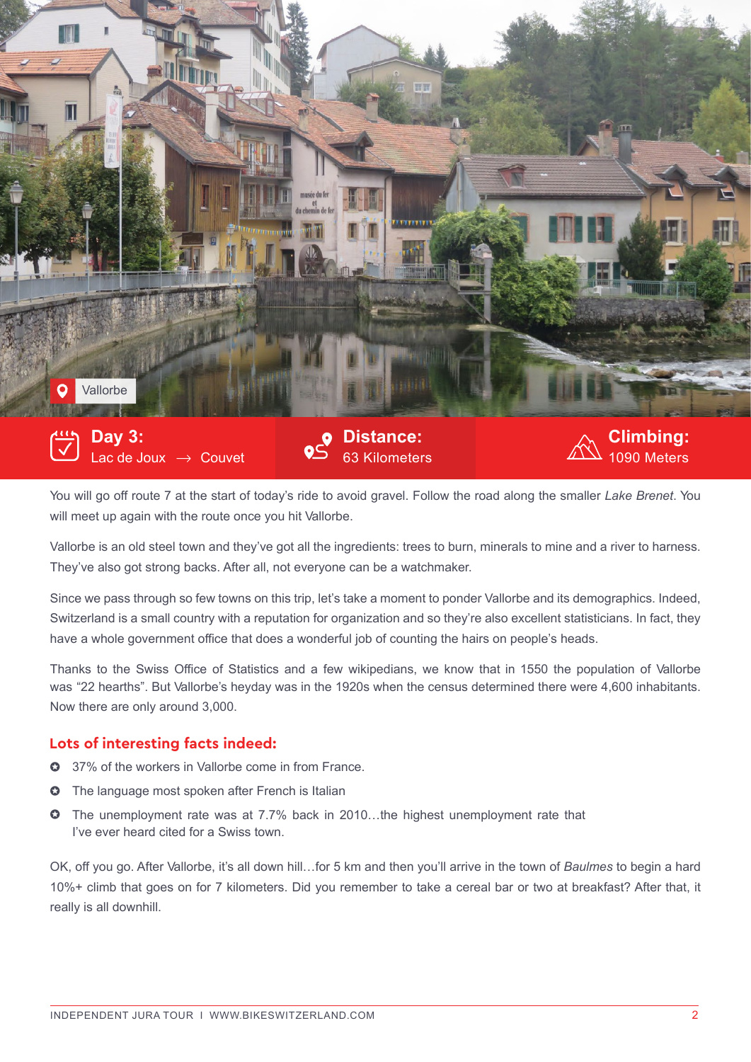Vallorbe

**Day 3:** Lac de Joux → Couvet

**Distance:** 63 Kilometers

**Climbing:** 1090 Meters

You will go off route 7 at the start of today's ride to avoid gravel. Follow the road along the smaller *Lake Brenet*. You will meet up again with the route once you hit Vallorbe.

Vallorbe is an old steel town and they've got all the ingredients: trees to burn, minerals to mine and a river to harness. They've also got strong backs. After all, not everyone can be a watchmaker.

Since we pass through so few towns on this trip, let's take a moment to ponder Vallorbe and its demographics. Indeed, Switzerland is a small country with a reputation for organization and so they're also excellent statisticians. In fact, they have a whole government office that does a wonderful job of counting the hairs on people's heads.

Thanks to the Swiss Office of Statistics and a few wikipedians, we know that in 1550 the population of Vallorbe was "22 hearths". But Vallorbe's heyday was in the 1920s when the census determined there were 4,600 inhabitants. Now there are only around 3,000.

### Lots of interesting facts indeed:

- 37% of the workers in Vallorbe come in from France.
- The language most spoken after French is Italian
- The unemployment rate was at 7.7% back in 2010…the highest unemployment rate that I've ever heard cited for a Swiss town.

OK, off you go. After Vallorbe, it's all down hill…for 5 km and then you'll arrive in the town of *Baulmes* to begin a hard 10%+ climb that goes on for 7 kilometers. Did you remember to take a cereal bar or two at breakfast? After that, it really is all downhill.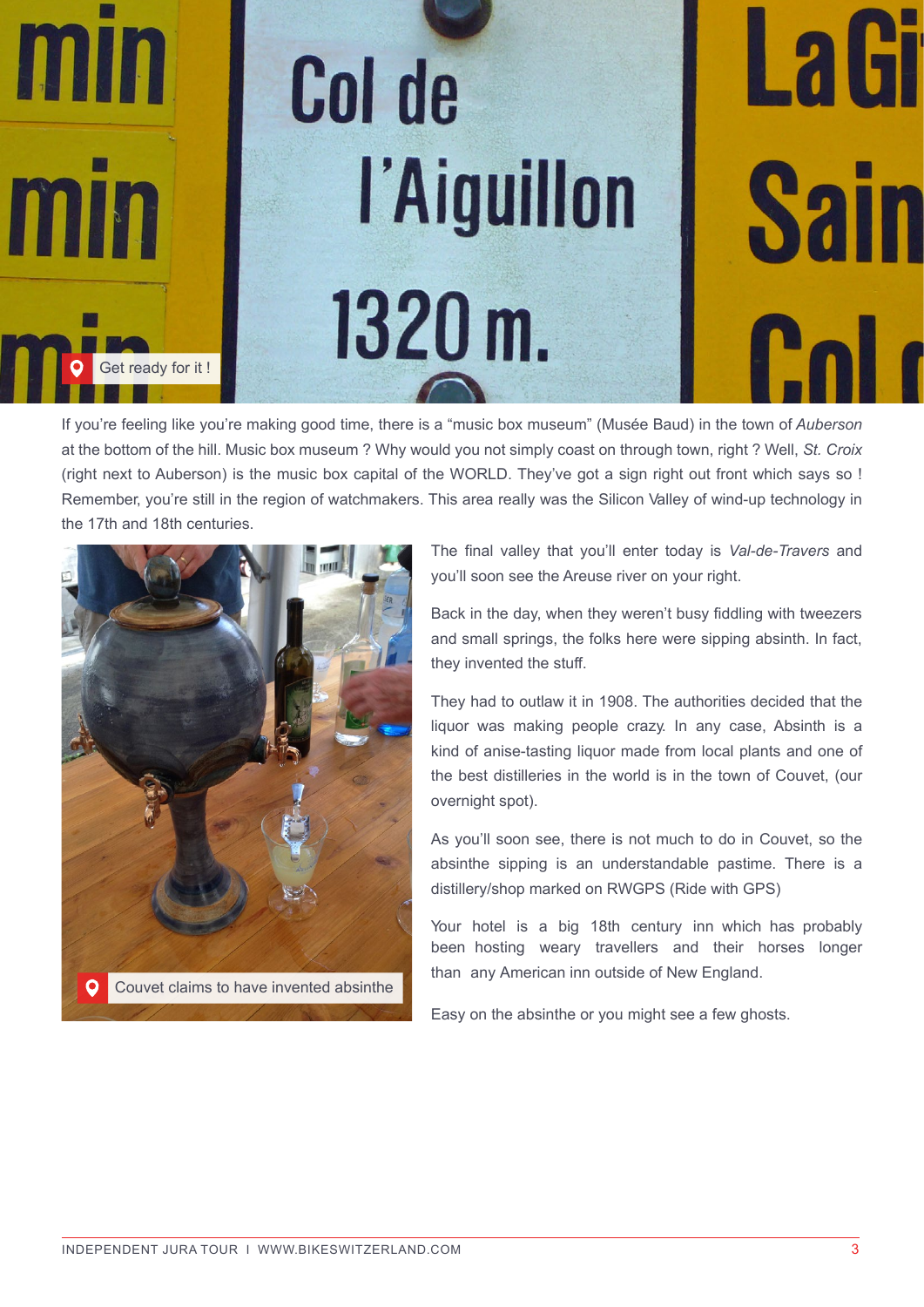Get ready for it !

If you're feeling like you're making good time, there is a "music box museum" (Musée Baud) in the town of *Auberson* at the bottom of the hill. Music box museum ? Why would you not simply coast on through town, right ? Well, *St. Croix* (right next to Auberson) is the music box capital of the WORLD. They've got a sign right out front which says so ! Remember, you're still in the region of watchmakers. This area really was the Silicon Valley of wind-up technology in the 17th and 18th centuries.

Couvet claims to have invented absinthe

The final valley that you'll enter today is *Val-de-Travers* and you'll soon see the Areuse river on your right.

Back in the day, when they weren't busy fiddling with tweezers and small springs, the folks here were sipping absinth. In fact, they invented the stuff.

They had to outlaw it in 1908. The authorities decided that the liquor was making people crazy. In any case, Absinth is a kind of anise-tasting liquor made from local plants and one of the best distilleries in the world is in the town of Couvet, (our overnight spot).

As you'll soon see, there is not much to do in Couvet, so the absinthe sipping is an understandable pastime. There is a distillery/shop marked on RWGPS (Ride with GPS)

Your hotel is a big 18th century inn which has probably been hosting weary travellers and their horses longer than any American inn outside of New England.

Easy on the absinthe or you might see a few ghosts.